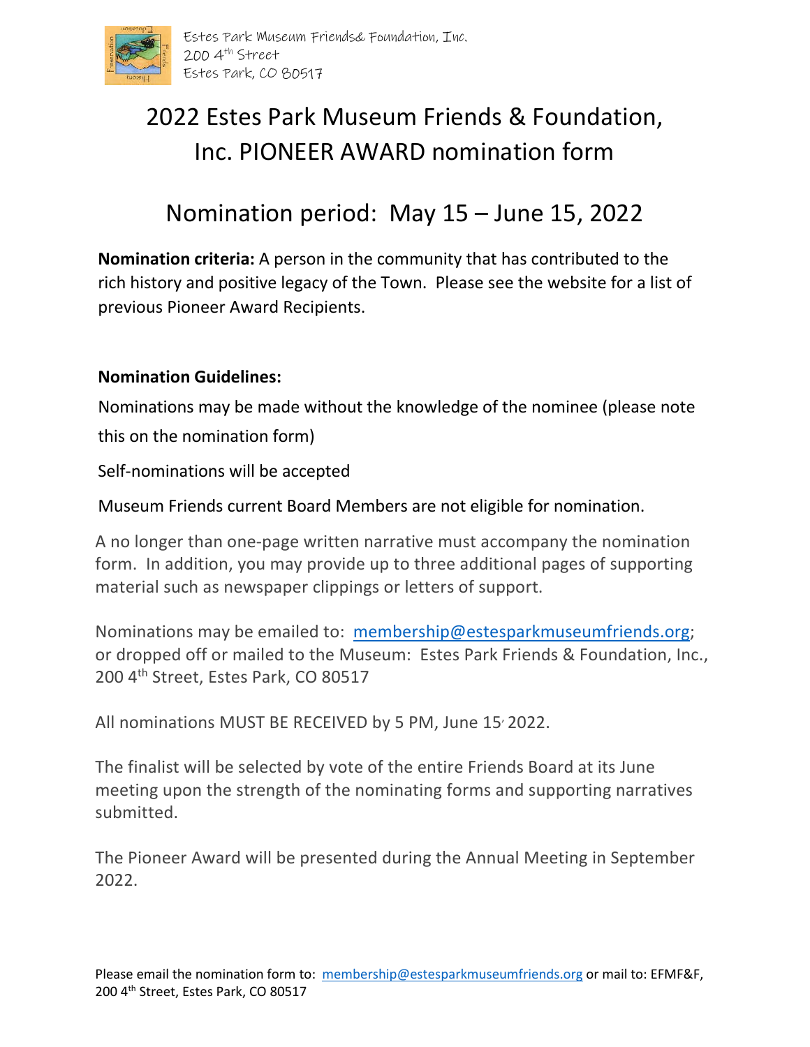Estes Park Museum Friends& Foundation, Inc.
200 4th Street
Estes Park, CO 80517

# 2022 Estes Park Museum Friends & Foundation, Inc. PIONEER AWARD nomination form

## Nomination period: May 15 – June 15, 2022

**Nomination criteria:** A person in the community that has contributed to the rich history and positive legacy of the Town. Please see the website for a list of previous Pioneer Award Recipients.

**Nomination Guidelines:**

Nominations may be made without the knowledge of the nominee (please note this on the nomination form)

Self-nominations will be accepted

Museum Friends current Board Members are not eligible for nomination.

A no longer than one-page written narrative must accompany the nomination form. In addition, you may provide up to three additional pages of supporting material such as newspaper clippings or letters of support.

Nominations may be emailed to: membership@estesparkmuseumfriends.org; or dropped off or mailed to the Museum: Estes Park Friends & Foundation, Inc., 200 4th Street, Estes Park, CO 80517

All nominations MUST BE RECEIVED by 5 PM, June 15, 2022.

The finalist will be selected by vote of the entire Friends Board at its June meeting upon the strength of the nominating forms and supporting narratives submitted.

The Pioneer Award will be presented during the Annual Meeting in September 2022.

Please email the nomination form to: membership@estesparkmuseumfriends.org or mail to: EFMF&F, 200 4th Street, Estes Park, CO 80517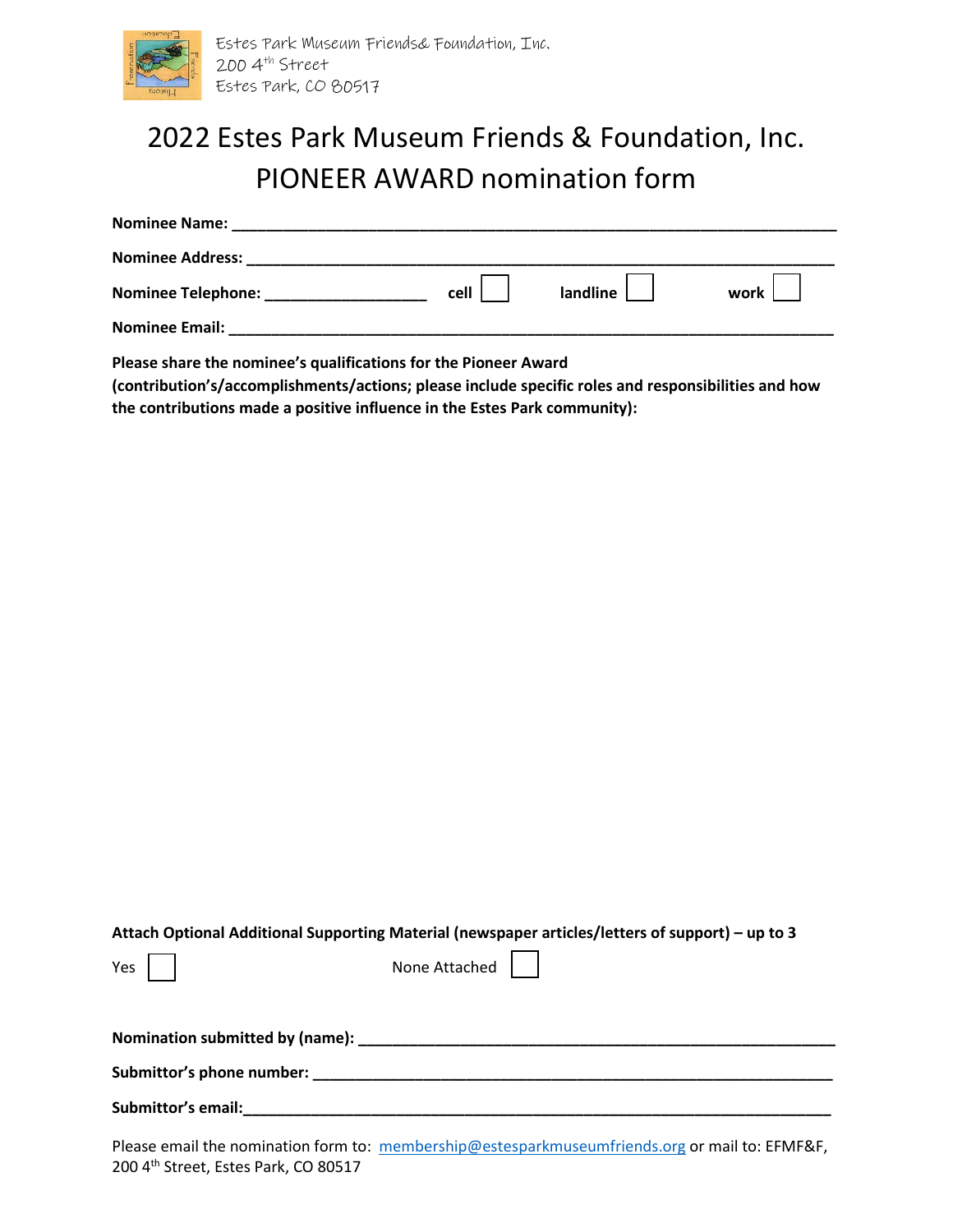Estes Park Museum Friends& Foundation, Inc.
200 4th Street
Estes Park, CO 80517

# 2022 Estes Park Museum Friends & Foundation, Inc.
# PIONEER AWARD nomination form

**Nominee Name:** ___________________________________________________________________________

**Nominee Address:** _________________________________________________________________________

**Nominee Telephone:** ___________________ **cell** ☐ **landline** ☐ **work** ☐

**Nominee Email:** ___________________________________________________________________________

**Please share the nominee's qualifications for the Pioneer Award (contribution's/accomplishments/actions; please include specific roles and responsibilities and how the contributions made a positive influence in the Estes Park community):**

**Attach Optional Additional Supporting Material (newspaper articles/letters of support) – up to 3**

Yes ☐ None Attached ☐

**Nomination submitted by (name):** _________________________________________________________

**Submittor's phone number:** _____________________________________________________________

**Submittor's email:**_____________________________________________________________________

Please email the nomination form to: membership@estesparkmuseumfriends.org or mail to: EFMF&F, 200 4th Street, Estes Park, CO 80517